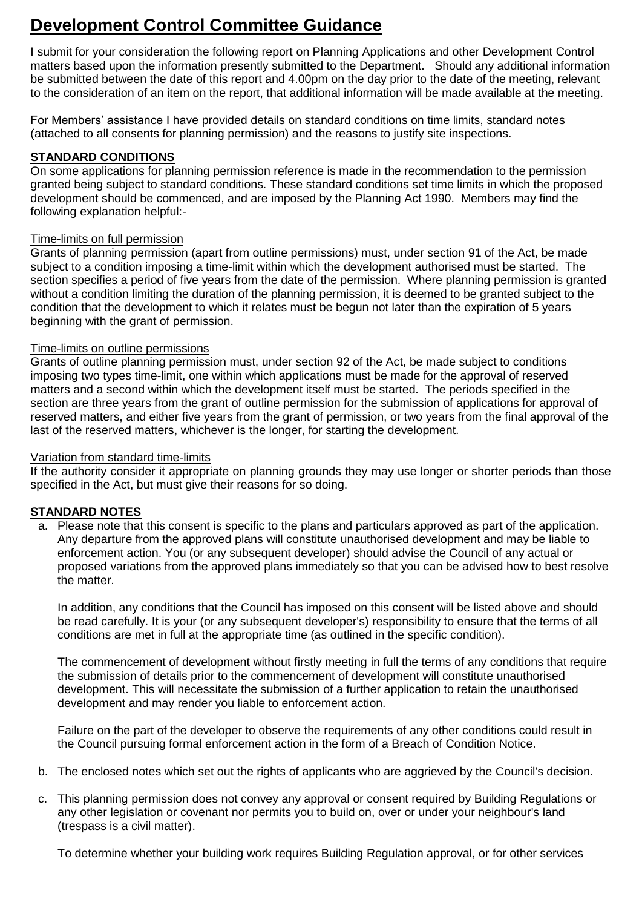# Development Control Committee Guidance

I submit for your consideration the following report on Planning Applications and other Development Control matters based upon the information presently submitted to the Department. Should any additional information be submitted between the date of this report and 4.00pm on the day prior to the date of the meeting, relevant to the consideration of an item on the report, that additional information will be made available at the meeting.

For Members' assistance I have provided details on standard conditions on time limits, standard notes (attached to all consents for planning permission) and the reasons to justify site inspections.

## STANDARD CONDITIONS

On some applications for planning permission reference is made in the recommendation to the permission granted being subject to standard conditions. These standard conditions set time limits in which the proposed development should be commenced, and are imposed by the Planning Act 1990. Members may find the following explanation helpful:-

### Time-limits on full permission

Grants of planning permission (apart from outline permissions) must, under section 91 of the Act, be made subject to a condition imposing a time-limit within which the development authorised must be started. The section specifies a period of five years from the date of the permission. Where planning permission is granted without a condition limiting the duration of the planning permission, it is deemed to be granted subject to the condition that the development to which it relates must be begun not later than the expiration of 5 years beginning with the grant of permission.

### Time-limits on outline permissions

Grants of outline planning permission must, under section 92 of the Act, be made subject to conditions imposing two types time-limit, one within which applications must be made for the approval of reserved matters and a second within which the development itself must be started. The periods specified in the section are three years from the grant of outline permission for the submission of applications for approval of reserved matters, and either five years from the grant of permission, or two years from the final approval of the last of the reserved matters, whichever is the longer, for starting the development.

### Variation from standard time-limits

If the authority consider it appropriate on planning grounds they may use longer or shorter periods than those specified in the Act, but must give their reasons for so doing.

## STANDARD NOTES

a. Please note that this consent is specific to the plans and particulars approved as part of the application. Any departure from the approved plans will constitute unauthorised development and may be liable to enforcement action. You (or any subsequent developer) should advise the Council of any actual or proposed variations from the approved plans immediately so that you can be advised how to best resolve the matter.

   In addition, any conditions that the Council has imposed on this consent will be listed above and should be read carefully. It is your (or any subsequent developer's) responsibility to ensure that the terms of all conditions are met in full at the appropriate time (as outlined in the specific condition).

   The commencement of development without firstly meeting in full the terms of any conditions that require the submission of details prior to the commencement of development will constitute unauthorised development. This will necessitate the submission of a further application to retain the unauthorised development and may render you liable to enforcement action.

   Failure on the part of the developer to observe the requirements of any other conditions could result in the Council pursuing formal enforcement action in the form of a Breach of Condition Notice.

b. The enclosed notes which set out the rights of applicants who are aggrieved by the Council's decision.

c. This planning permission does not convey any approval or consent required by Building Regulations or any other legislation or covenant nor permits you to build on, over or under your neighbour's land (trespass is a civil matter).

   To determine whether your building work requires Building Regulation approval, or for other services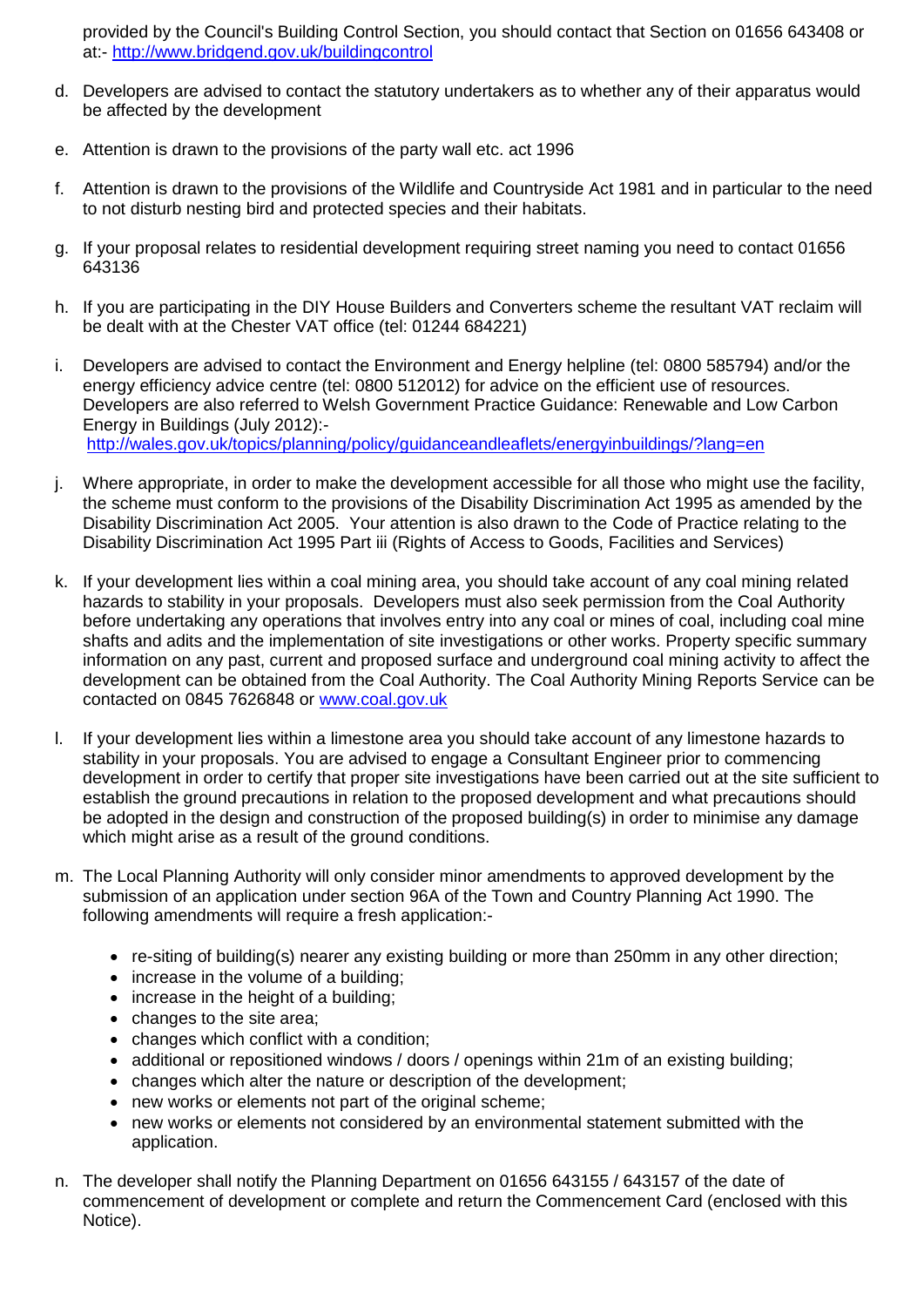provided by the Council's Building Control Section, you should contact that Section on 01656 643408 or at:- [http://www.bridgend.gov.uk/buildingcontrol](http://www.bridgend.gov.uk/buildingcontrol)

d. Developers are advised to contact the statutory undertakers as to whether any of their apparatus would be affected by the development

e. Attention is drawn to the provisions of the party wall etc. act 1996

f. Attention is drawn to the provisions of the Wildlife and Countryside Act 1981 and in particular to the need to not disturb nesting bird and protected species and their habitats.

g. If your proposal relates to residential development requiring street naming you need to contact 01656 643136

h. If you are participating in the DIY House Builders and Converters scheme the resultant VAT reclaim will be dealt with at the Chester VAT office (tel: 01244 684221)

i. Developers are advised to contact the Environment and Energy helpline (tel: 0800 585794) and/or the energy efficiency advice centre (tel: 0800 512012) for advice on the efficient use of resources. Developers are also referred to Welsh Government Practice Guidance: Renewable and Low Carbon Energy in Buildings (July 2012):- [http://wales.gov.uk/topics/planning/policy/guidanceandleaflets/energyinbuildings/?lang=en](http://wales.gov.uk/topics/planning/policy/guidanceandleaflets/energyinbuildings/?lang=en)

j. Where appropriate, in order to make the development accessible for all those who might use the facility, the scheme must conform to the provisions of the Disability Discrimination Act 1995 as amended by the Disability Discrimination Act 2005. Your attention is also drawn to the Code of Practice relating to the Disability Discrimination Act 1995 Part iii (Rights of Access to Goods, Facilities and Services)

k. If your development lies within a coal mining area, you should take account of any coal mining related hazards to stability in your proposals. Developers must also seek permission from the Coal Authority before undertaking any operations that involves entry into any coal or mines of coal, including coal mine shafts and adits and the implementation of site investigations or other works. Property specific summary information on any past, current and proposed surface and underground coal mining activity to affect the development can be obtained from the Coal Authority. The Coal Authority Mining Reports Service can be contacted on 0845 7626848 or [www.coal.gov.uk](http://www.coal.gov.uk)

l. If your development lies within a limestone area you should take account of any limestone hazards to stability in your proposals. You are advised to engage a Consultant Engineer prior to commencing development in order to certify that proper site investigations have been carried out at the site sufficient to establish the ground precautions in relation to the proposed development and what precautions should be adopted in the design and construction of the proposed building(s) in order to minimise any damage which might arise as a result of the ground conditions.

m. The Local Planning Authority will only consider minor amendments to approved development by the submission of an application under section 96A of the Town and Country Planning Act 1990. The following amendments will require a fresh application:-

   - re-siting of building(s) nearer any existing building or more than 250mm in any other direction;
   - increase in the volume of a building;
   - increase in the height of a building;
   - changes to the site area;
   - changes which conflict with a condition;
   - additional or repositioned windows / doors / openings within 21m of an existing building;
   - changes which alter the nature or description of the development;
   - new works or elements not part of the original scheme;
   - new works or elements not considered by an environmental statement submitted with the application.

n. The developer shall notify the Planning Department on 01656 643155 / 643157 of the date of commencement of development or complete and return the Commencement Card (enclosed with this Notice).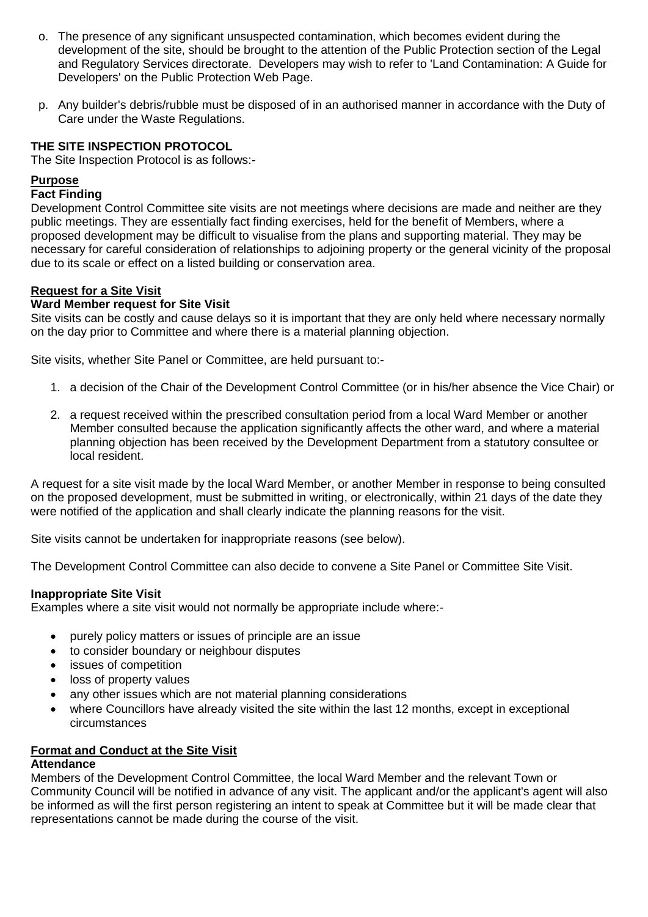o. The presence of any significant unsuspected contamination, which becomes evident during the development of the site, should be brought to the attention of the Public Protection section of the Legal and Regulatory Services directorate. Developers may wish to refer to 'Land Contamination: A Guide for Developers' on the Public Protection Web Page.

p. Any builder's debris/rubble must be disposed of in an authorised manner in accordance with the Duty of Care under the Waste Regulations.

**THE SITE INSPECTION PROTOCOL**

The Site Inspection Protocol is as follows:-

**Purpose**

**Fact Finding**

Development Control Committee site visits are not meetings where decisions are made and neither are they public meetings. They are essentially fact finding exercises, held for the benefit of Members, where a proposed development may be difficult to visualise from the plans and supporting material. They may be necessary for careful consideration of relationships to adjoining property or the general vicinity of the proposal due to its scale or effect on a listed building or conservation area.

**Request for a Site Visit**

**Ward Member request for Site Visit**

Site visits can be costly and cause delays so it is important that they are only held where necessary normally on the day prior to Committee and where there is a material planning objection.

Site visits, whether Site Panel or Committee, are held pursuant to:-

1. a decision of the Chair of the Development Control Committee (or in his/her absence the Vice Chair) or

2. a request received within the prescribed consultation period from a local Ward Member or another Member consulted because the application significantly affects the other ward, and where a material planning objection has been received by the Development Department from a statutory consultee or local resident.

A request for a site visit made by the local Ward Member, or another Member in response to being consulted on the proposed development, must be submitted in writing, or electronically, within 21 days of the date they were notified of the application and shall clearly indicate the planning reasons for the visit.

Site visits cannot be undertaken for inappropriate reasons (see below).

The Development Control Committee can also decide to convene a Site Panel or Committee Site Visit.

**Inappropriate Site Visit**

Examples where a site visit would not normally be appropriate include where:-

- purely policy matters or issues of principle are an issue
- to consider boundary or neighbour disputes
- issues of competition
- loss of property values
- any other issues which are not material planning considerations
- where Councillors have already visited the site within the last 12 months, except in exceptional circumstances

**Format and Conduct at the Site Visit**

**Attendance**

Members of the Development Control Committee, the local Ward Member and the relevant Town or Community Council will be notified in advance of any visit. The applicant and/or the applicant's agent will also be informed as will the first person registering an intent to speak at Committee but it will be made clear that representations cannot be made during the course of the visit.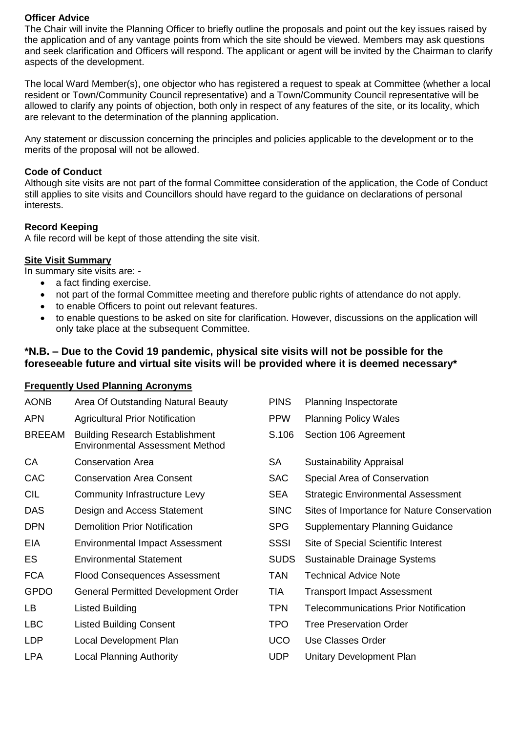**Officer Advice**

The Chair will invite the Planning Officer to briefly outline the proposals and point out the key issues raised by the application and of any vantage points from which the site should be viewed. Members may ask questions and seek clarification and Officers will respond. The applicant or agent will be invited by the Chairman to clarify aspects of the development.

The local Ward Member(s), one objector who has registered a request to speak at Committee (whether a local resident or Town/Community Council representative) and a Town/Community Council representative will be allowed to clarify any points of objection, both only in respect of any features of the site, or its locality, which are relevant to the determination of the planning application.

Any statement or discussion concerning the principles and policies applicable to the development or to the merits of the proposal will not be allowed.

**Code of Conduct**

Although site visits are not part of the formal Committee consideration of the application, the Code of Conduct still applies to site visits and Councillors should have regard to the guidance on declarations of personal interests.

**Record Keeping**

A file record will be kept of those attending the site visit.

**Site Visit Summary**

In summary site visits are: -

- a fact finding exercise.
- not part of the formal Committee meeting and therefore public rights of attendance do not apply.
- to enable Officers to point out relevant features.
- to enable questions to be asked on site for clarification. However, discussions on the application will only take place at the subsequent Committee.

**\*N.B. – Due to the Covid 19 pandemic, physical site visits will not be possible for the foreseeable future and virtual site visits will be provided where it is deemed necessary\***

**Frequently Used Planning Acronyms**

| | | | |
|---|---|---|---|
| AONB | Area Of Outstanding Natural Beauty | PINS | Planning Inspectorate |
| APN | Agricultural Prior Notification | PPW | Planning Policy Wales |
| BREEAM | Building Research Establishment Environmental Assessment Method | S.106 | Section 106 Agreement |
| CA | Conservation Area | SA | Sustainability Appraisal |
| CAC | Conservation Area Consent | SAC | Special Area of Conservation |
| CIL | Community Infrastructure Levy | SEA | Strategic Environmental Assessment |
| DAS | Design and Access Statement | SINC | Sites of Importance for Nature Conservation |
| DPN | Demolition Prior Notification | SPG | Supplementary Planning Guidance |
| EIA | Environmental Impact Assessment | SSSI | Site of Special Scientific Interest |
| ES | Environmental Statement | SUDS | Sustainable Drainage Systems |
| FCA | Flood Consequences Assessment | TAN | Technical Advice Note |
| GPDO | General Permitted Development Order | TIA | Transport Impact Assessment |
| LB | Listed Building | TPN | Telecommunications Prior Notification |
| LBC | Listed Building Consent | TPO | Tree Preservation Order |
| LDP | Local Development Plan | UCO | Use Classes Order |
| LPA | Local Planning Authority | UDP | Unitary Development Plan |